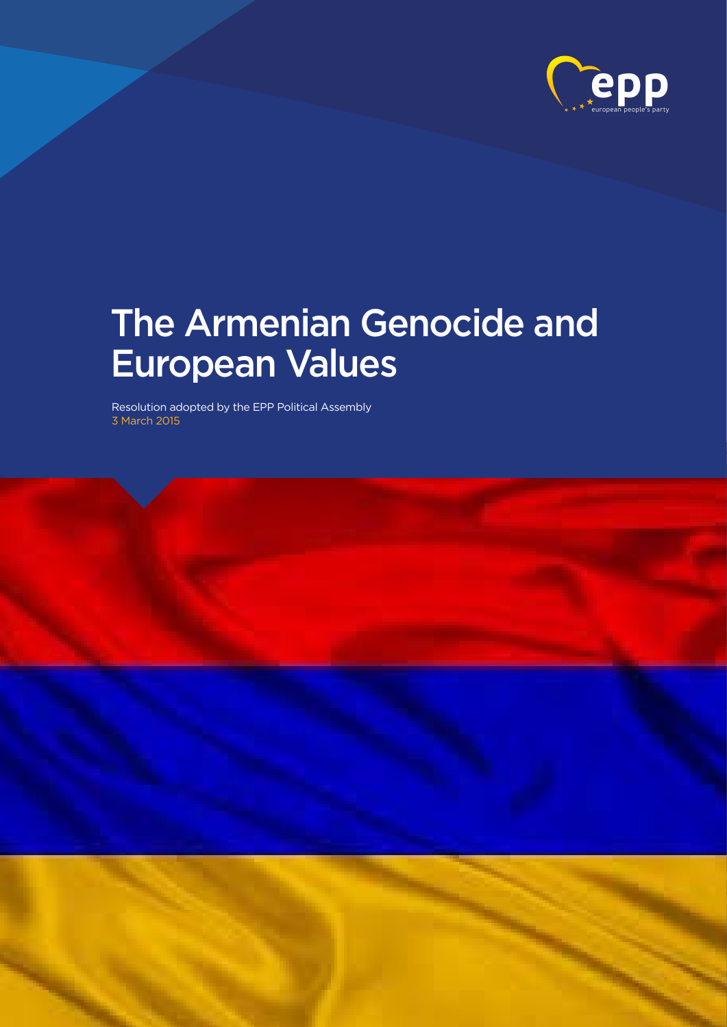# The Armenian Genocide and European Values

Resolution adopted by the EPP Political Assembly
3 March 2015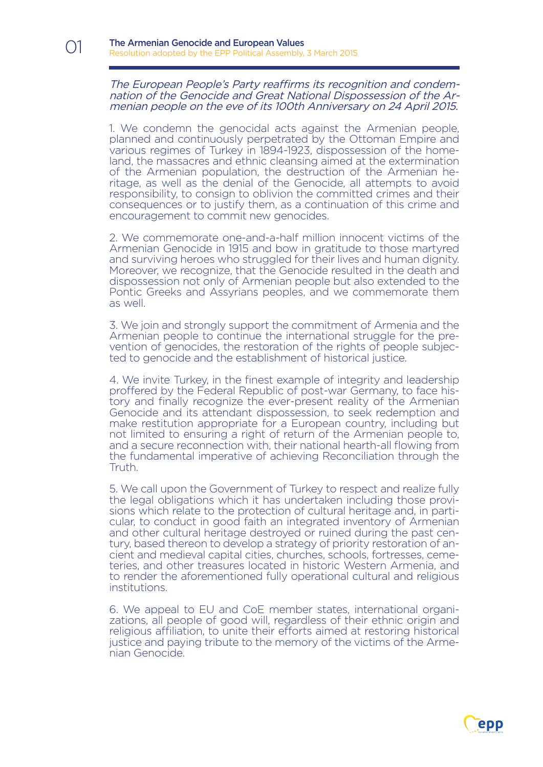# 01 The Armenian Genocide and European Values

Resolution adopted by the EPP Political Assembly, 3 March 2015

*The European People's Party reaffirms its recognition and condemnation of the Genocide and Great National Dispossession of the Armenian people on the eve of its 100th Anniversary on 24 April 2015.*

1. We condemn the genocidal acts against the Armenian people, planned and continuously perpetrated by the Ottoman Empire and various regimes of Turkey in 1894-1923, dispossession of the homeland, the massacres and ethnic cleansing aimed at the extermination of the Armenian population, the destruction of the Armenian heritage, as well as the denial of the Genocide, all attempts to avoid responsibility, to consign to oblivion the committed crimes and their consequences or to justify them, as a continuation of this crime and encouragement to commit new genocides.

2. We commemorate one-and-a-half million innocent victims of the Armenian Genocide in 1915 and bow in gratitude to those martyred and surviving heroes who struggled for their lives and human dignity. Moreover, we recognize, that the Genocide resulted in the death and dispossession not only of Armenian people but also extended to the Pontic Greeks and Assyrians peoples, and we commemorate them as well.

3. We join and strongly support the commitment of Armenia and the Armenian people to continue the international struggle for the prevention of genocides, the restoration of the rights of people subjected to genocide and the establishment of historical justice.

4. We invite Turkey, in the finest example of integrity and leadership proffered by the Federal Republic of post-war Germany, to face history and finally recognize the ever-present reality of the Armenian Genocide and its attendant dispossession, to seek redemption and make restitution appropriate for a European country, including but not limited to ensuring a right of return of the Armenian people to, and a secure reconnection with, their national hearth-all flowing from the fundamental imperative of achieving Reconciliation through the Truth.

5. We call upon the Government of Turkey to respect and realize fully the legal obligations which it has undertaken including those provisions which relate to the protection of cultural heritage and, in particular, to conduct in good faith an integrated inventory of Armenian and other cultural heritage destroyed or ruined during the past century, based thereon to develop a strategy of priority restoration of ancient and medieval capital cities, churches, schools, fortresses, cemeteries, and other treasures located in historic Western Armenia, and to render the aforementioned fully operational cultural and religious institutions.

6. We appeal to EU and CoE member states, international organizations, all people of good will, regardless of their ethnic origin and religious affiliation, to unite their efforts aimed at restoring historical justice and paying tribute to the memory of the victims of the Armenian Genocide.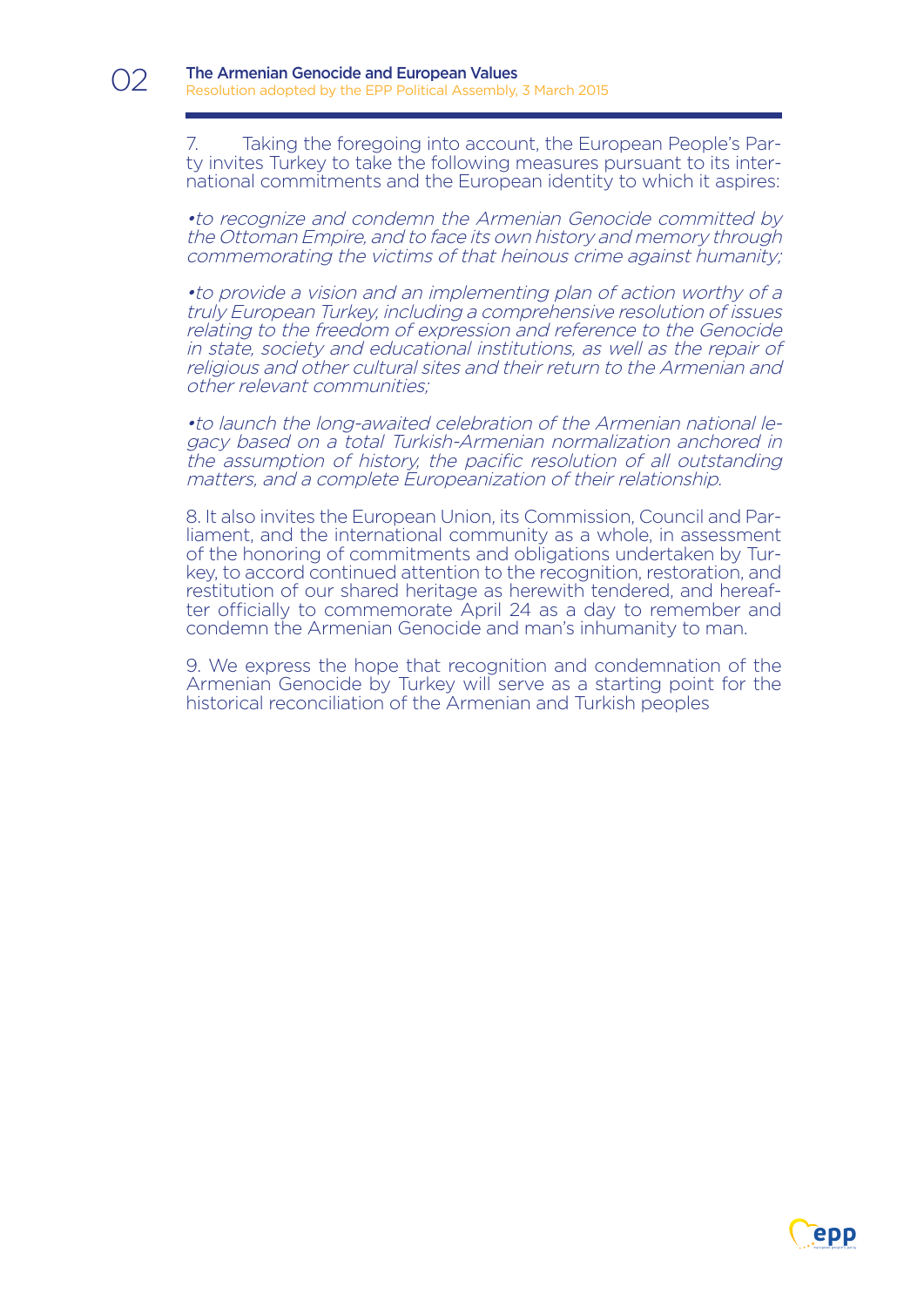7. Taking the foregoing into account, the European People's Party invites Turkey to take the following measures pursuant to its international commitments and the European identity to which it aspires:

*•to recognize and condemn the Armenian Genocide committed by the Ottoman Empire, and to face its own history and memory through commemorating the victims of that heinous crime against humanity;*

*•to provide a vision and an implementing plan of action worthy of a truly European Turkey, including a comprehensive resolution of issues relating to the freedom of expression and reference to the Genocide in state, society and educational institutions, as well as the repair of religious and other cultural sites and their return to the Armenian and other relevant communities;*

*•to launch the long-awaited celebration of the Armenian national legacy based on a total Turkish-Armenian normalization anchored in the assumption of history, the pacific resolution of all outstanding matters, and a complete Europeanization of their relationship.*

8. It also invites the European Union, its Commission, Council and Parliament, and the international community as a whole, in assessment of the honoring of commitments and obligations undertaken by Turkey, to accord continued attention to the recognition, restoration, and restitution of our shared heritage as herewith tendered, and hereafter officially to commemorate April 24 as a day to remember and condemn the Armenian Genocide and man's inhumanity to man.

9. We express the hope that recognition and condemnation of the Armenian Genocide by Turkey will serve as a starting point for the historical reconciliation of the Armenian and Turkish peoples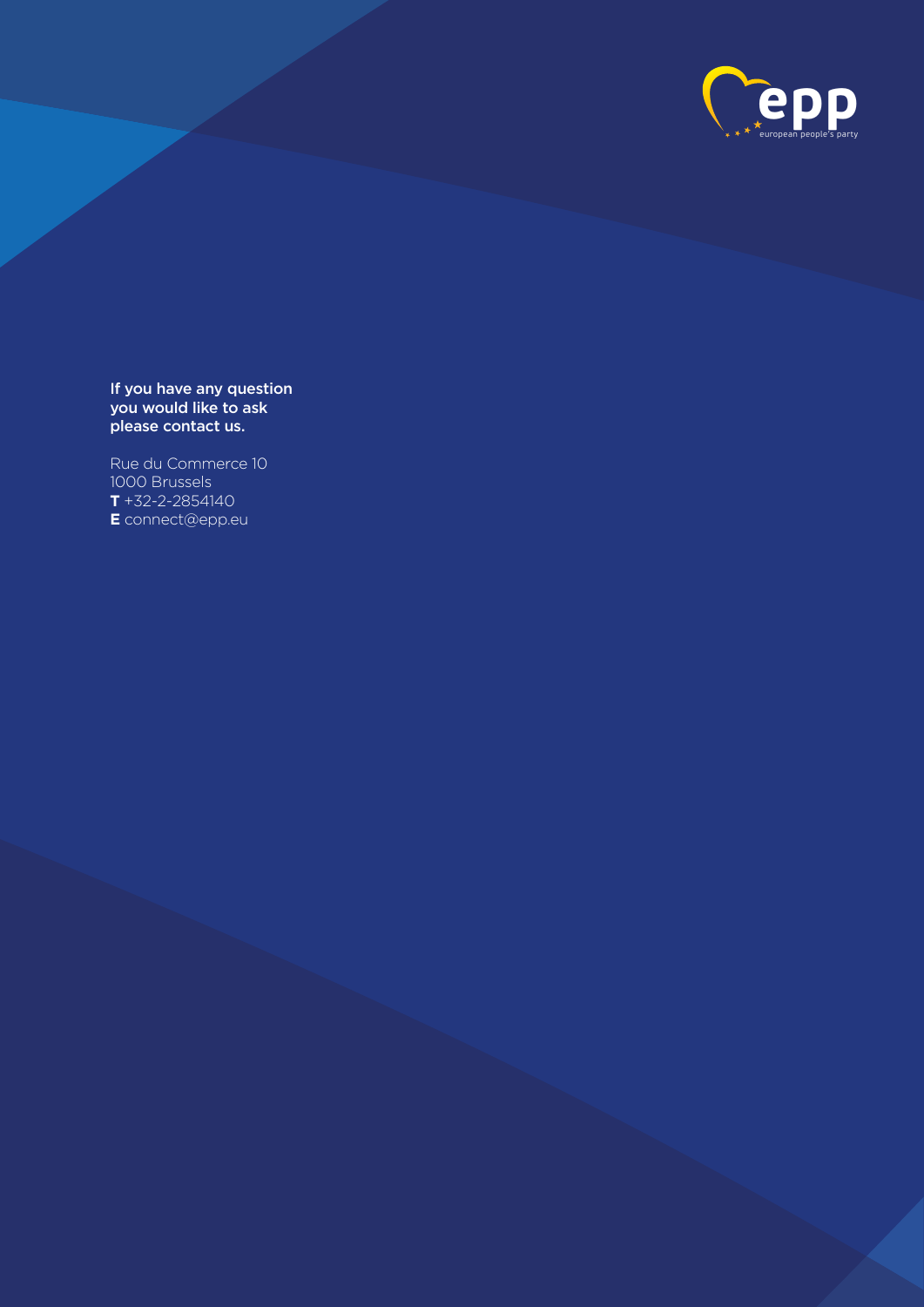epp
european people's party

**If you have any question you would like to ask please contact us.**

Rue du Commerce 10
1000 Brussels
**T** +32-2-2854140
**E** connect@epp.eu